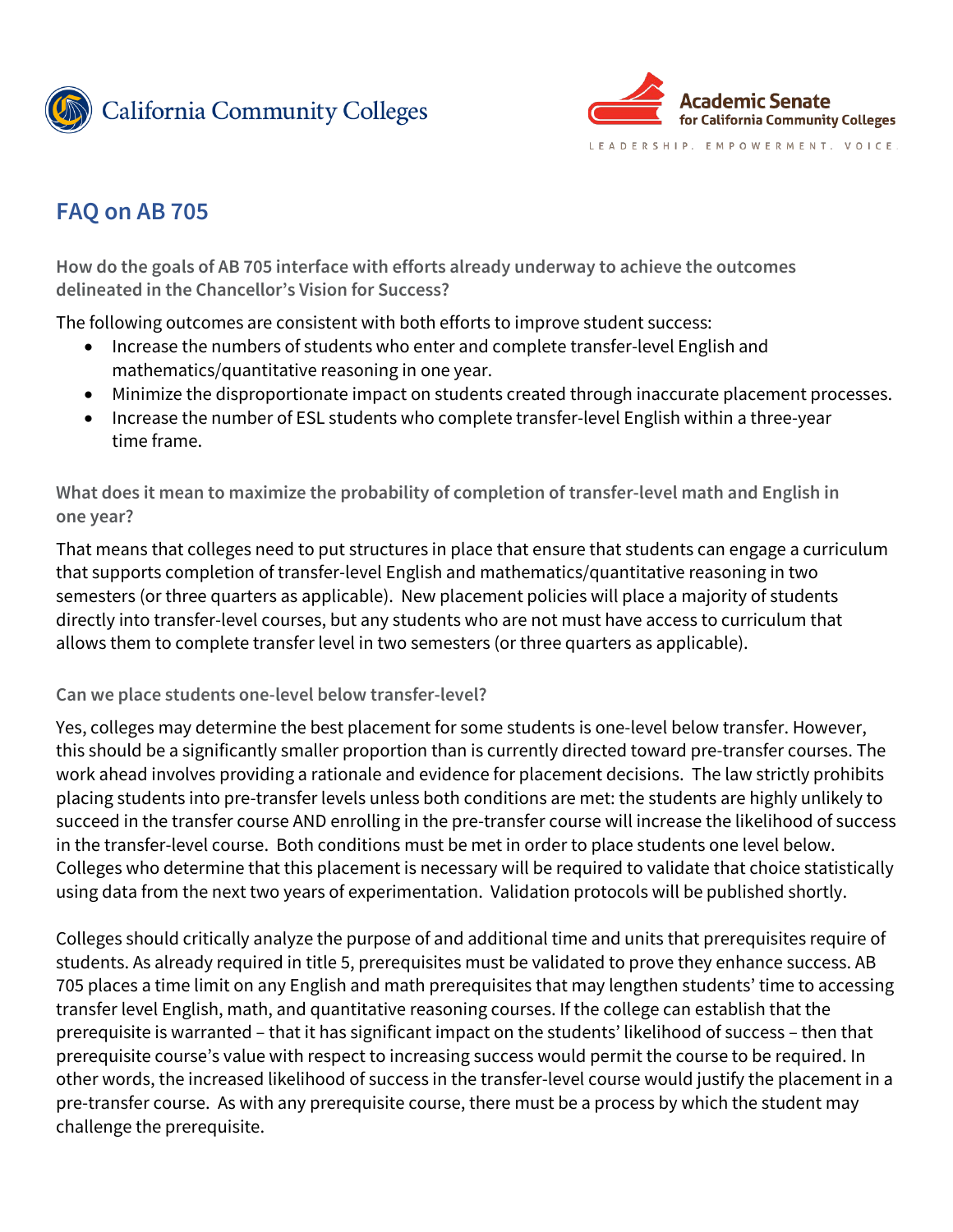California Community Colleges

Academic Senate for California Community Colleges

LEADERSHIP. EMPOWERMENT. VOICE.

# FAQ on AB 705

### How do the goals of AB 705 interface with efforts already underway to achieve the outcomes delineated in the Chancellor's Vision for Success?

The following outcomes are consistent with both efforts to improve student success:

- Increase the numbers of students who enter and complete transfer-level English and mathematics/quantitative reasoning in one year.
- Minimize the disproportionate impact on students created through inaccurate placement processes.
- Increase the number of ESL students who complete transfer-level English within a three-year time frame.

### What does it mean to maximize the probability of completion of transfer-level math and English in one year?

That means that colleges need to put structures in place that ensure that students can engage a curriculum that supports completion of transfer-level English and mathematics/quantitative reasoning in two semesters (or three quarters as applicable). New placement policies will place a majority of students directly into transfer-level courses, but any students who are not must have access to curriculum that allows them to complete transfer level in two semesters (or three quarters as applicable).

### Can we place students one-level below transfer-level?

Yes, colleges may determine the best placement for some students is one-level below transfer. However, this should be a significantly smaller proportion than is currently directed toward pre-transfer courses. The work ahead involves providing a rationale and evidence for placement decisions. The law strictly prohibits placing students into pre-transfer levels unless both conditions are met: the students are highly unlikely to succeed in the transfer course AND enrolling in the pre-transfer course will increase the likelihood of success in the transfer-level course. Both conditions must be met in order to place students one level below. Colleges who determine that this placement is necessary will be required to validate that choice statistically using data from the next two years of experimentation. Validation protocols will be published shortly.

Colleges should critically analyze the purpose of and additional time and units that prerequisites require of students. As already required in title 5, prerequisites must be validated to prove they enhance success. AB 705 places a time limit on any English and math prerequisites that may lengthen students' time to accessing transfer level English, math, and quantitative reasoning courses. If the college can establish that the prerequisite is warranted – that it has significant impact on the students' likelihood of success – then that prerequisite course's value with respect to increasing success would permit the course to be required. In other words, the increased likelihood of success in the transfer-level course would justify the placement in a pre-transfer course. As with any prerequisite course, there must be a process by which the student may challenge the prerequisite.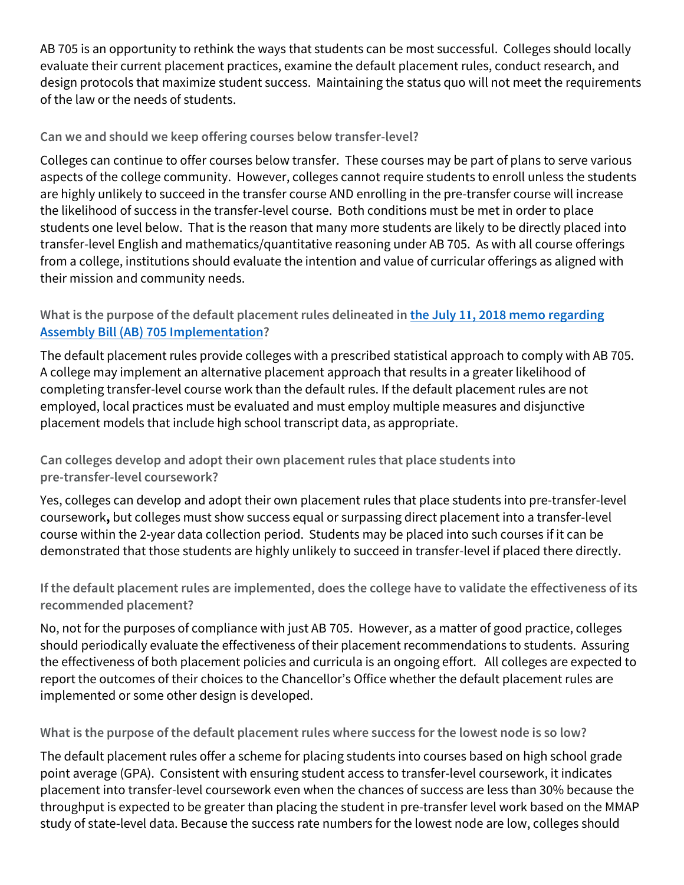AB 705 is an opportunity to rethink the ways that students can be most successful. Colleges should locally evaluate their current placement practices, examine the default placement rules, conduct research, and design protocols that maximize student success. Maintaining the status quo will not meet the requirements of the law or the needs of students.

### Can we and should we keep offering courses below transfer-level?

Colleges can continue to offer courses below transfer. These courses may be part of plans to serve various aspects of the college community. However, colleges cannot require students to enroll unless the students are highly unlikely to succeed in the transfer course AND enrolling in the pre-transfer course will increase the likelihood of success in the transfer-level course. Both conditions must be met in order to place students one level below. That is the reason that many more students are likely to be directly placed into transfer-level English and mathematics/quantitative reasoning under AB 705. As with all course offerings from a college, institutions should evaluate the intention and value of curricular offerings as aligned with their mission and community needs.

### What is the purpose of the default placement rules delineated in [the July 11, 2018 memo regarding Assembly Bill (AB) 705 Implementation]?

The default placement rules provide colleges with a prescribed statistical approach to comply with AB 705. A college may implement an alternative placement approach that results in a greater likelihood of completing transfer-level course work than the default rules. If the default placement rules are not employed, local practices must be evaluated and must employ multiple measures and disjunctive placement models that include high school transcript data, as appropriate.

### Can colleges develop and adopt their own placement rules that place students into pre-transfer-level coursework?

Yes, colleges can develop and adopt their own placement rules that place students into pre-transfer-level coursework**,** but colleges must show success equal or surpassing direct placement into a transfer-level course within the 2-year data collection period. Students may be placed into such courses if it can be demonstrated that those students are highly unlikely to succeed in transfer-level if placed there directly.

### If the default placement rules are implemented, does the college have to validate the effectiveness of its recommended placement?

No, not for the purposes of compliance with just AB 705. However, as a matter of good practice, colleges should periodically evaluate the effectiveness of their placement recommendations to students. Assuring the effectiveness of both placement policies and curricula is an ongoing effort. All colleges are expected to report the outcomes of their choices to the Chancellor's Office whether the default placement rules are implemented or some other design is developed.

### What is the purpose of the default placement rules where success for the lowest node is so low?

The default placement rules offer a scheme for placing students into courses based on high school grade point average (GPA). Consistent with ensuring student access to transfer-level coursework, it indicates placement into transfer-level coursework even when the chances of success are less than 30% because the throughput is expected to be greater than placing the student in pre-transfer level work based on the MMAP study of state-level data. Because the success rate numbers for the lowest node are low, colleges should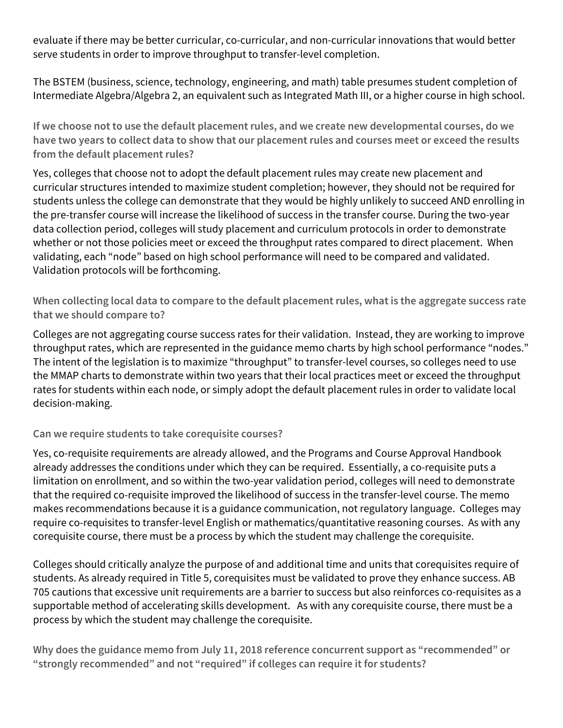evaluate if there may be better curricular, co-curricular, and non-curricular innovations that would better serve students in order to improve throughput to transfer-level completion.

The BSTEM (business, science, technology, engineering, and math) table presumes student completion of Intermediate Algebra/Algebra 2, an equivalent such as Integrated Math III, or a higher course in high school.

### If we choose not to use the default placement rules, and we create new developmental courses, do we have two years to collect data to show that our placement rules and courses meet or exceed the results from the default placement rules?

Yes, colleges that choose not to adopt the default placement rules may create new placement and curricular structures intended to maximize student completion; however, they should not be required for students unless the college can demonstrate that they would be highly unlikely to succeed AND enrolling in the pre-transfer course will increase the likelihood of success in the transfer course. During the two-year data collection period, colleges will study placement and curriculum protocols in order to demonstrate whether or not those policies meet or exceed the throughput rates compared to direct placement. When validating, each "node" based on high school performance will need to be compared and validated. Validation protocols will be forthcoming.

### When collecting local data to compare to the default placement rules, what is the aggregate success rate that we should compare to?

Colleges are not aggregating course success rates for their validation. Instead, they are working to improve throughput rates, which are represented in the guidance memo charts by high school performance "nodes." The intent of the legislation is to maximize "throughput" to transfer-level courses, so colleges need to use the MMAP charts to demonstrate within two years that their local practices meet or exceed the throughput rates for students within each node, or simply adopt the default placement rules in order to validate local decision-making.

### Can we require students to take corequisite courses?

Yes, co-requisite requirements are already allowed, and the Programs and Course Approval Handbook already addresses the conditions under which they can be required. Essentially, a co-requisite puts a limitation on enrollment, and so within the two-year validation period, colleges will need to demonstrate that the required co-requisite improved the likelihood of success in the transfer-level course. The memo makes recommendations because it is a guidance communication, not regulatory language. Colleges may require co-requisites to transfer-level English or mathematics/quantitative reasoning courses. As with any corequisite course, there must be a process by which the student may challenge the corequisite.

Colleges should critically analyze the purpose of and additional time and units that corequisites require of students. As already required in Title 5, corequisites must be validated to prove they enhance success. AB 705 cautions that excessive unit requirements are a barrier to success but also reinforces co-requisites as a supportable method of accelerating skills development. As with any corequisite course, there must be a process by which the student may challenge the corequisite.

### Why does the guidance memo from July 11, 2018 reference concurrent support as "recommended" or "strongly recommended" and not "required" if colleges can require it for students?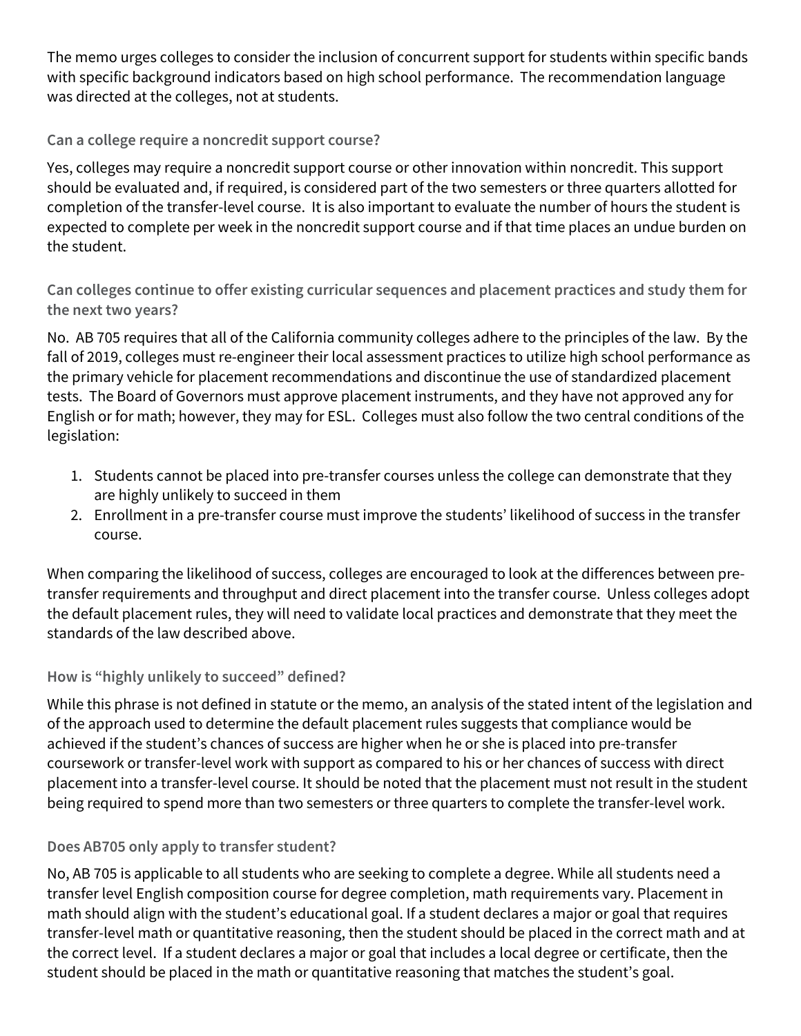The memo urges colleges to consider the inclusion of concurrent support for students within specific bands with specific background indicators based on high school performance. The recommendation language was directed at the colleges, not at students.

### Can a college require a noncredit support course?

Yes, colleges may require a noncredit support course or other innovation within noncredit. This support should be evaluated and, if required, is considered part of the two semesters or three quarters allotted for completion of the transfer-level course. It is also important to evaluate the number of hours the student is expected to complete per week in the noncredit support course and if that time places an undue burden on the student.

### Can colleges continue to offer existing curricular sequences and placement practices and study them for the next two years?

No. AB 705 requires that all of the California community colleges adhere to the principles of the law. By the fall of 2019, colleges must re-engineer their local assessment practices to utilize high school performance as the primary vehicle for placement recommendations and discontinue the use of standardized placement tests. The Board of Governors must approve placement instruments, and they have not approved any for English or for math; however, they may for ESL. Colleges must also follow the two central conditions of the legislation:

1. Students cannot be placed into pre-transfer courses unless the college can demonstrate that they are highly unlikely to succeed in them
2. Enrollment in a pre-transfer course must improve the students' likelihood of success in the transfer course.

When comparing the likelihood of success, colleges are encouraged to look at the differences between pre-transfer requirements and throughput and direct placement into the transfer course. Unless colleges adopt the default placement rules, they will need to validate local practices and demonstrate that they meet the standards of the law described above.

### How is "highly unlikely to succeed" defined?

While this phrase is not defined in statute or the memo, an analysis of the stated intent of the legislation and of the approach used to determine the default placement rules suggests that compliance would be achieved if the student's chances of success are higher when he or she is placed into pre-transfer coursework or transfer-level work with support as compared to his or her chances of success with direct placement into a transfer-level course. It should be noted that the placement must not result in the student being required to spend more than two semesters or three quarters to complete the transfer-level work.

### Does AB705 only apply to transfer student?

No, AB 705 is applicable to all students who are seeking to complete a degree. While all students need a transfer level English composition course for degree completion, math requirements vary. Placement in math should align with the student's educational goal. If a student declares a major or goal that requires transfer-level math or quantitative reasoning, then the student should be placed in the correct math and at the correct level. If a student declares a major or goal that includes a local degree or certificate, then the student should be placed in the math or quantitative reasoning that matches the student's goal.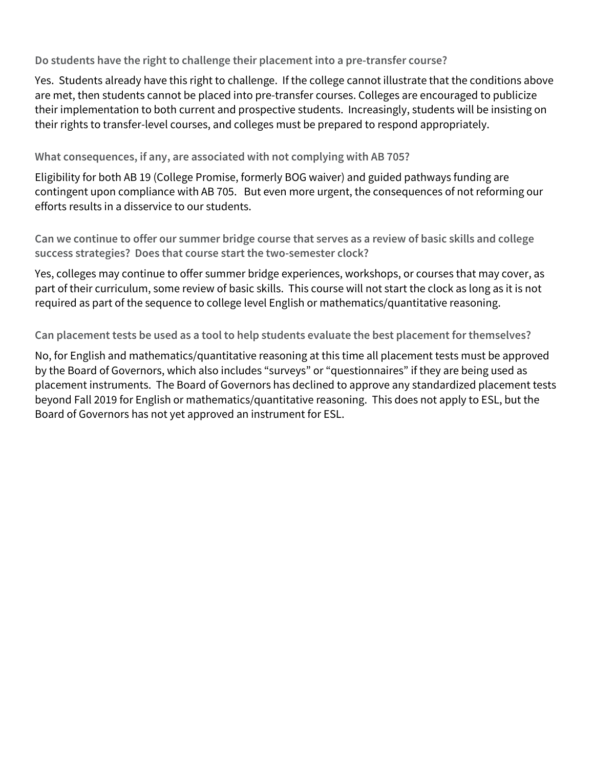### Do students have the right to challenge their placement into a pre-transfer course?

Yes. Students already have this right to challenge. If the college cannot illustrate that the conditions above are met, then students cannot be placed into pre-transfer courses. Colleges are encouraged to publicize their implementation to both current and prospective students. Increasingly, students will be insisting on their rights to transfer-level courses, and colleges must be prepared to respond appropriately.

### What consequences, if any, are associated with not complying with AB 705?

Eligibility for both AB 19 (College Promise, formerly BOG waiver) and guided pathways funding are contingent upon compliance with AB 705. But even more urgent, the consequences of not reforming our efforts results in a disservice to our students.

### Can we continue to offer our summer bridge course that serves as a review of basic skills and college success strategies? Does that course start the two-semester clock?

Yes, colleges may continue to offer summer bridge experiences, workshops, or courses that may cover, as part of their curriculum, some review of basic skills. This course will not start the clock as long as it is not required as part of the sequence to college level English or mathematics/quantitative reasoning.

### Can placement tests be used as a tool to help students evaluate the best placement for themselves?

No, for English and mathematics/quantitative reasoning at this time all placement tests must be approved by the Board of Governors, which also includes "surveys" or "questionnaires" if they are being used as placement instruments. The Board of Governors has declined to approve any standardized placement tests beyond Fall 2019 for English or mathematics/quantitative reasoning. This does not apply to ESL, but the Board of Governors has not yet approved an instrument for ESL.